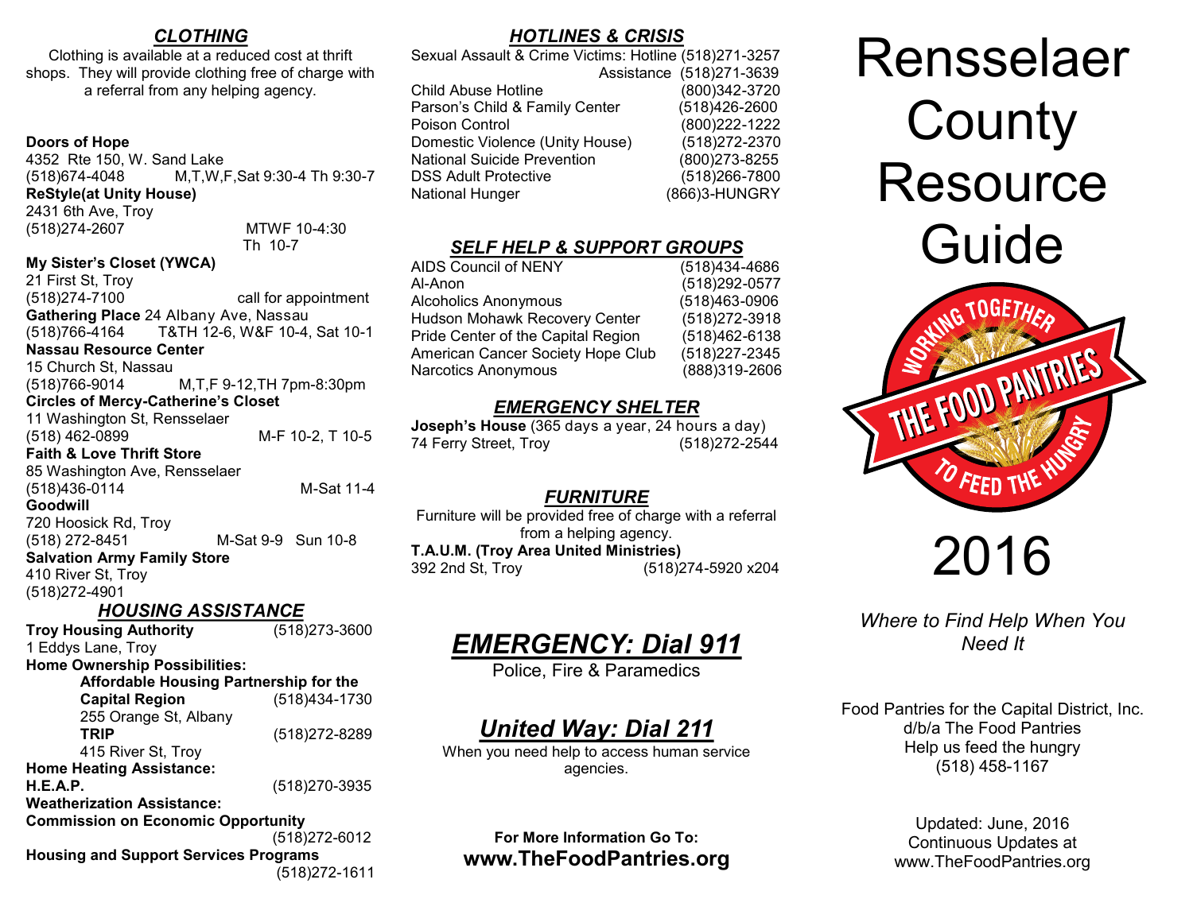## CLOTHING

Clothing is available at a reduced cost at thrift shops. They will provide clothing free of charge with a referral from any helping agency.

**Doors of Hope**
4352 Rte 150, W. Sand Lake
(518)674-4048 M,T,W,F,Sat 9:30-4 Th 9:30-7

**ReStyle(at Unity House)**
2431 6th Ave, Troy
(518)274-2607 MTWF 10-4:30
Th 10-7

**My Sister's Closet (YWCA)**
21 First St, Troy
(518)274-7100 call for appointment

**Gathering Place** 24 Albany Ave, Nassau
(518)766-4164 T&TH 12-6, W&F 10-4, Sat 10-1

**Nassau Resource Center**
15 Church St, Nassau
(518)766-9014 M,T,F 9-12,TH 7pm-8:30pm

**Circles of Mercy-Catherine's Closet**
11 Washington St, Rensselaer
(518) 462-0899 M-F 10-2, T 10-5

**Faith & Love Thrift Store**
85 Washington Ave, Rensselaer
(518)436-0114 M-Sat 11-4

**Goodwill**
720 Hoosick Rd, Troy
(518) 272-8451 M-Sat 9-9 Sun 10-8

**Salvation Army Family Store**
410 River St, Troy
(518)272-4901

## HOUSING ASSISTANCE

**Troy Housing Authority** (518)273-3600
1 Eddys Lane, Troy

**Home Ownership Possibilities:**

- **Affordable Housing Partnership for the Capital Region** (518)434-1730
  255 Orange St, Albany
- **TRIP** (518)272-8289
  415 River St, Troy

**Home Heating Assistance:**
**H.E.A.P.** (518)270-3935

**Weatherization Assistance:**
**Commission on Economic Opportunity** (518)272-6012

**Housing and Support Services Programs** (518)272-1611

## HOTLINES & CRISIS

Sexual Assault & Crime Victims: Hotline (518)271-3257
Assistance (518)271-3639
Child Abuse Hotline (800)342-3720
Parson's Child & Family Center (518)426-2600
Poison Control (800)222-1222
Domestic Violence (Unity House) (518)272-2370
National Suicide Prevention (800)273-8255
DSS Adult Protective (518)266-7800
National Hunger (866)3-HUNGRY

## SELF HELP & SUPPORT GROUPS

AIDS Council of NENY (518)434-4686
Al-Anon (518)292-0577
Alcoholics Anonymous (518)463-0906
Hudson Mohawk Recovery Center (518)272-3918
Pride Center of the Capital Region (518)462-6138
American Cancer Society Hope Club (518)227-2345
Narcotics Anonymous (888)319-2606

## EMERGENCY SHELTER

**Joseph's House** (365 days a year, 24 hours a day)
74 Ferry Street, Troy (518)272-2544

## FURNITURE

Furniture will be provided free of charge with a referral from a helping agency.

**T.A.U.M. (Troy Area United Ministries)**
392 2nd St, Troy (518)274-5920 x204

## EMERGENCY: Dial 911

Police, Fire & Paramedics

## United Way: Dial 211

When you need help to access human service agencies.

**For More Information Go To:**
**www.TheFoodPantries.org**

# Rensselaer County Resource Guide

WORKING TOGETHER — THE FOOD PANTRIES — TO FEED THE HUNGRY

# 2016

*Where to Find Help When You Need It*

Food Pantries for the Capital District, Inc.
d/b/a The Food Pantries
Help us feed the hungry
(518) 458-1167

Updated: June, 2016
Continuous Updates at
www.TheFoodPantries.org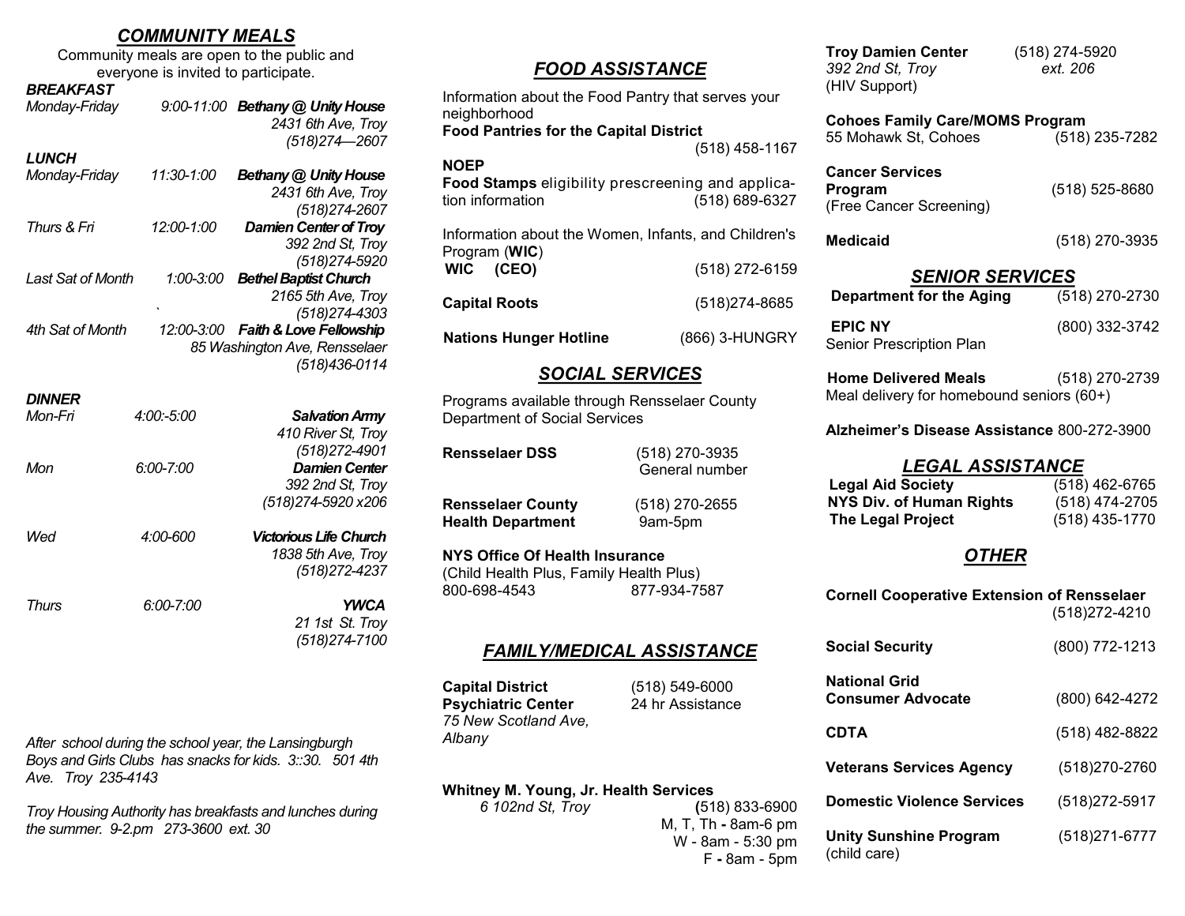## *COMMUNITY MEALS*

Community meals are open to the public and everyone is invited to participate.

***BREAKFAST***

*Monday-Friday* *9:00-11:00* ***Bethany @ Unity House***
*2431 6th Ave, Troy*
*(518)274—2607*

***LUNCH***

*Monday-Friday* *11:30-1:00* ***Bethany @ Unity House***
*2431 6th Ave, Troy*
*(518)274-2607*

*Thurs & Fri* *12:00-1:00* ***Damien Center of Troy***
*392 2nd St, Troy*
*(518)274-5920*

*Last Sat of Month* *1:00-3:00* ***Bethel Baptist Church***
*2165 5th Ave, Troy*
*(518)274-4303*

*4th Sat of Month* *12:00-3:00* ***Faith & Love Fellowship***
*85 Washington Ave, Rensselaer*
*(518)436-0114*

***DINNER***

*Mon-Fri* *4:00:-5:00* ***Salvation Army***
*410 River St, Troy*
*(518)272-4901*

*Mon* *6:00-7:00* ***Damien Center***
*392 2nd St, Troy*
*(518)274-5920 x206*

*Wed* *4:00-600* ***Victorious Life Church***
*1838 5th Ave, Troy*
*(518)272-4237*

*Thurs* *6:00-7:00* ***YWCA***
*21 1st St. Troy*
*(518)274-7100*

*After school during the school year, the Lansingburgh Boys and Girls Clubs has snacks for kids. 3::30. 501 4th Ave. Troy 235-4143*

*Troy Housing Authority has breakfasts and lunches during the summer. 9-2.pm 273-3600 ext. 30*

## *FOOD ASSISTANCE*

Information about the Food Pantry that serves your neighborhood
**Food Pantries for the Capital District** (518) 458-1167

**NOEP**
**Food Stamps** eligibility prescreening and application information (518) 689-6327

Information about the Women, Infants, and Children's Program (**WIC**)
**WIC (CEO)** (518) 272-6159

**Capital Roots** (518)274-8685

**Nations Hunger Hotline** (866) 3-HUNGRY

## *SOCIAL SERVICES*

Programs available through Rensselaer County Department of Social Services

**Rensselaer DSS** (518) 270-3935
General number

**Rensselaer County Health Department** (518) 270-2655
9am-5pm

**NYS Office Of Health Insurance**
(Child Health Plus, Family Health Plus)
800-698-4543 877-934-7587

## *FAMILY/MEDICAL ASSISTANCE*

**Capital District Psychiatric Center** (518) 549-6000
24 hr Assistance
*75 New Scotland Ave, Albany*

**Whitney M. Young, Jr. Health Services**
*6 102nd St, Troy* (518) 833-6900
M, T, Th - 8am-6 pm
W - 8am - 5:30 pm
F - 8am - 5pm

**Troy Damien Center** (518) 274-5920
*392 2nd St, Troy* *ext. 206*
(HIV Support)

**Cohoes Family Care/MOMS Program**
55 Mohawk St, Cohoes (518) 235-7282

**Cancer Services Program** (518) 525-8680
(Free Cancer Screening)

**Medicaid** (518) 270-3935

## *SENIOR SERVICES*

**Department for the Aging** (518) 270-2730

**EPIC NY** (800) 332-3742
Senior Prescription Plan

**Home Delivered Meals** (518) 270-2739
Meal delivery for homebound seniors (60+)

**Alzheimer's Disease Assistance** 800-272-3900

## *LEGAL ASSISTANCE*

**Legal Aid Society** (518) 462-6765
**NYS Div. of Human Rights** (518) 474-2705
**The Legal Project** (518) 435-1770

## *OTHER*

**Cornell Cooperative Extension of Rensselaer**
(518)272-4210

**Social Security** (800) 772-1213

**National Grid Consumer Advocate** (800) 642-4272

**CDTA** (518) 482-8822

**Veterans Services Agency** (518)270-2760

**Domestic Violence Services** (518)272-5917

**Unity Sunshine Program** (518)271-6777
(child care)